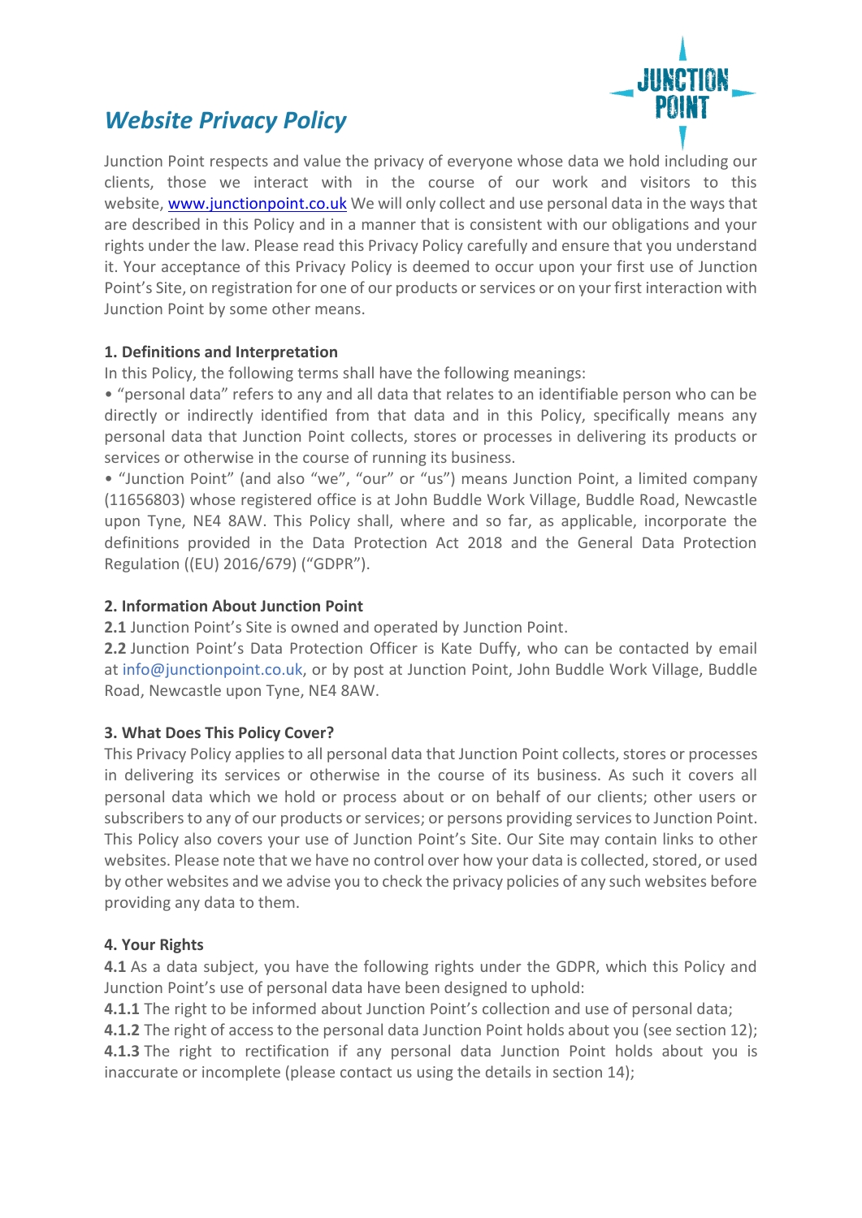# *Website Privacy Policy*

Junction Point respects and value the privacy of everyone whose data we hold including our clients, those we interact with in the course of our work and visitors to this website, [www.junctionpoint.co.uk](www.junctionpoint.co.uk) We will only collect and use personal data in the ways that are described in this Policy and in a manner that is consistent with our obligations and your rights under the law. Please read this Privacy Policy carefully and ensure that you understand it. Your acceptance of this Privacy Policy is deemed to occur upon your first use of Junction Point's Site, on registration for one of our products or services or on your first interaction with Junction Point by some other means.

**1. Definitions and Interpretation**

In this Policy, the following terms shall have the following meanings:

• "personal data" refers to any and all data that relates to an identifiable person who can be directly or indirectly identified from that data and in this Policy, specifically means any personal data that Junction Point collects, stores or processes in delivering its products or services or otherwise in the course of running its business.

• "Junction Point" (and also "we", "our" or "us") means Junction Point, a limited company (11656803) whose registered office is at John Buddle Work Village, Buddle Road, Newcastle upon Tyne, NE4 8AW. This Policy shall, where and so far, as applicable, incorporate the definitions provided in the Data Protection Act 2018 and the General Data Protection Regulation ((EU) 2016/679) ("GDPR").

**2. Information About Junction Point**

**2.1** Junction Point's Site is owned and operated by Junction Point.

**2.2** Junction Point's Data Protection Officer is Kate Duffy, who can be contacted by email at info@junctionpoint.co.uk, or by post at Junction Point, John Buddle Work Village, Buddle Road, Newcastle upon Tyne, NE4 8AW.

**3. What Does This Policy Cover?**

This Privacy Policy applies to all personal data that Junction Point collects, stores or processes in delivering its services or otherwise in the course of its business. As such it covers all personal data which we hold or process about or on behalf of our clients; other users or subscribers to any of our products or services; or persons providing services to Junction Point. This Policy also covers your use of Junction Point's Site. Our Site may contain links to other websites. Please note that we have no control over how your data is collected, stored, or used by other websites and we advise you to check the privacy policies of any such websites before providing any data to them.

**4. Your Rights**

**4.1** As a data subject, you have the following rights under the GDPR, which this Policy and Junction Point's use of personal data have been designed to uphold:

**4.1.1** The right to be informed about Junction Point's collection and use of personal data;

**4.1.2** The right of access to the personal data Junction Point holds about you (see section 12);

**4.1.3** The right to rectification if any personal data Junction Point holds about you is inaccurate or incomplete (please contact us using the details in section 14);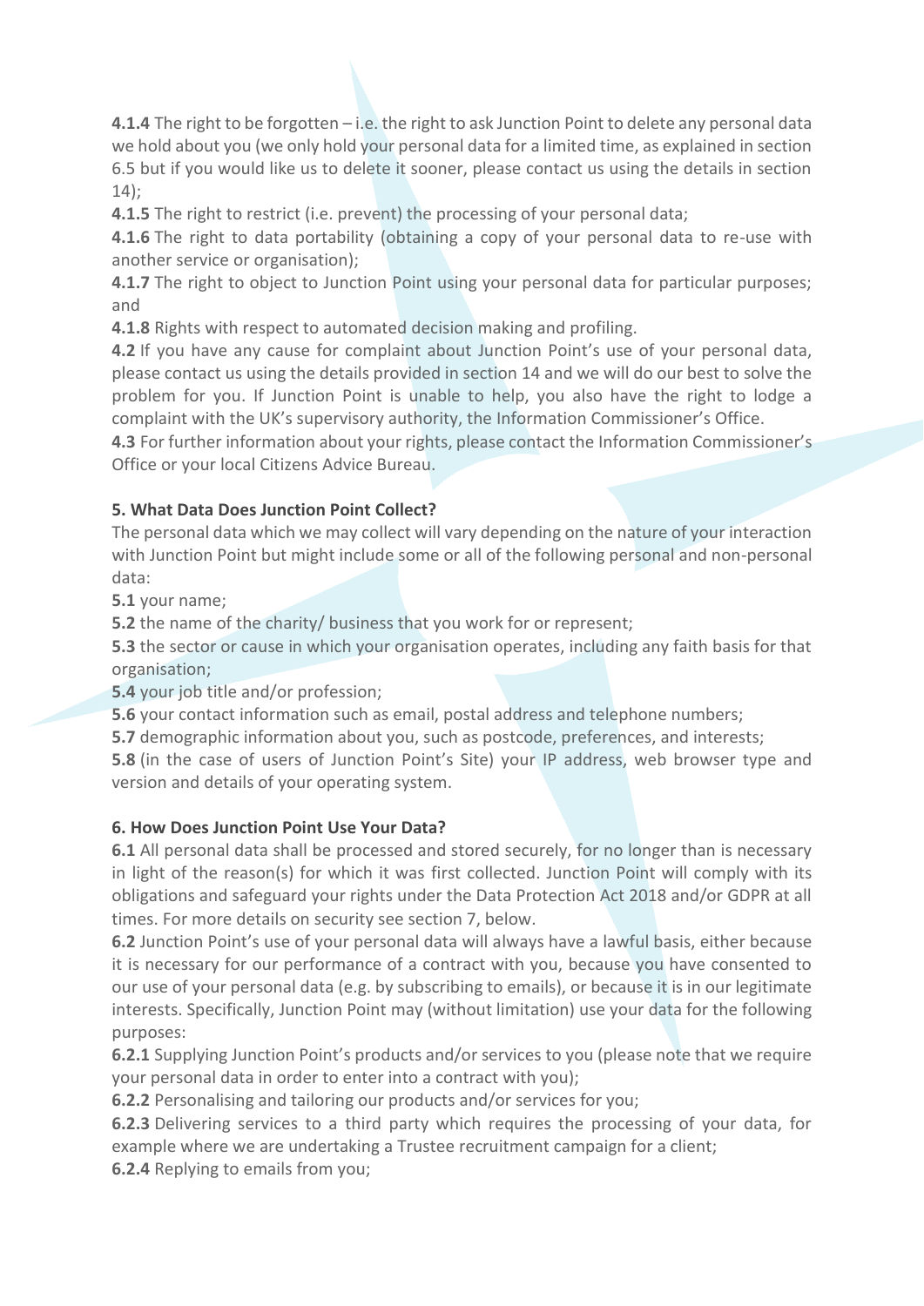**4.1.4** The right to be forgotten – i.e. the right to ask Junction Point to delete any personal data we hold about you (we only hold your personal data for a limited time, as explained in section 6.5 but if you would like us to delete it sooner, please contact us using the details in section 14);

**4.1.5** The right to restrict (i.e. prevent) the processing of your personal data;

**4.1.6** The right to data portability (obtaining a copy of your personal data to re-use with another service or organisation);

**4.1.7** The right to object to Junction Point using your personal data for particular purposes; and

**4.1.8** Rights with respect to automated decision making and profiling.

**4.2** If you have any cause for complaint about Junction Point's use of your personal data, please contact us using the details provided in section 14 and we will do our best to solve the problem for you. If Junction Point is unable to help, you also have the right to lodge a complaint with the UK's supervisory authority, the Information Commissioner's Office.

**4.3** For further information about your rights, please contact the Information Commissioner's Office or your local Citizens Advice Bureau.

**5. What Data Does Junction Point Collect?**

The personal data which we may collect will vary depending on the nature of your interaction with Junction Point but might include some or all of the following personal and non-personal data:

**5.1** your name;

**5.2** the name of the charity/ business that you work for or represent;

**5.3** the sector or cause in which your organisation operates, including any faith basis for that organisation;

**5.4** your job title and/or profession;

**5.6** your contact information such as email, postal address and telephone numbers;

**5.7** demographic information about you, such as postcode, preferences, and interests;

**5.8** (in the case of users of Junction Point's Site) your IP address, web browser type and version and details of your operating system.

**6. How Does Junction Point Use Your Data?**

**6.1** All personal data shall be processed and stored securely, for no longer than is necessary in light of the reason(s) for which it was first collected. Junction Point will comply with its obligations and safeguard your rights under the Data Protection Act 2018 and/or GDPR at all times. For more details on security see section 7, below.

**6.2** Junction Point's use of your personal data will always have a lawful basis, either because it is necessary for our performance of a contract with you, because you have consented to our use of your personal data (e.g. by subscribing to emails), or because it is in our legitimate interests. Specifically, Junction Point may (without limitation) use your data for the following purposes:

**6.2.1** Supplying Junction Point's products and/or services to you (please note that we require your personal data in order to enter into a contract with you);

**6.2.2** Personalising and tailoring our products and/or services for you;

**6.2.3** Delivering services to a third party which requires the processing of your data, for example where we are undertaking a Trustee recruitment campaign for a client;

**6.2.4** Replying to emails from you;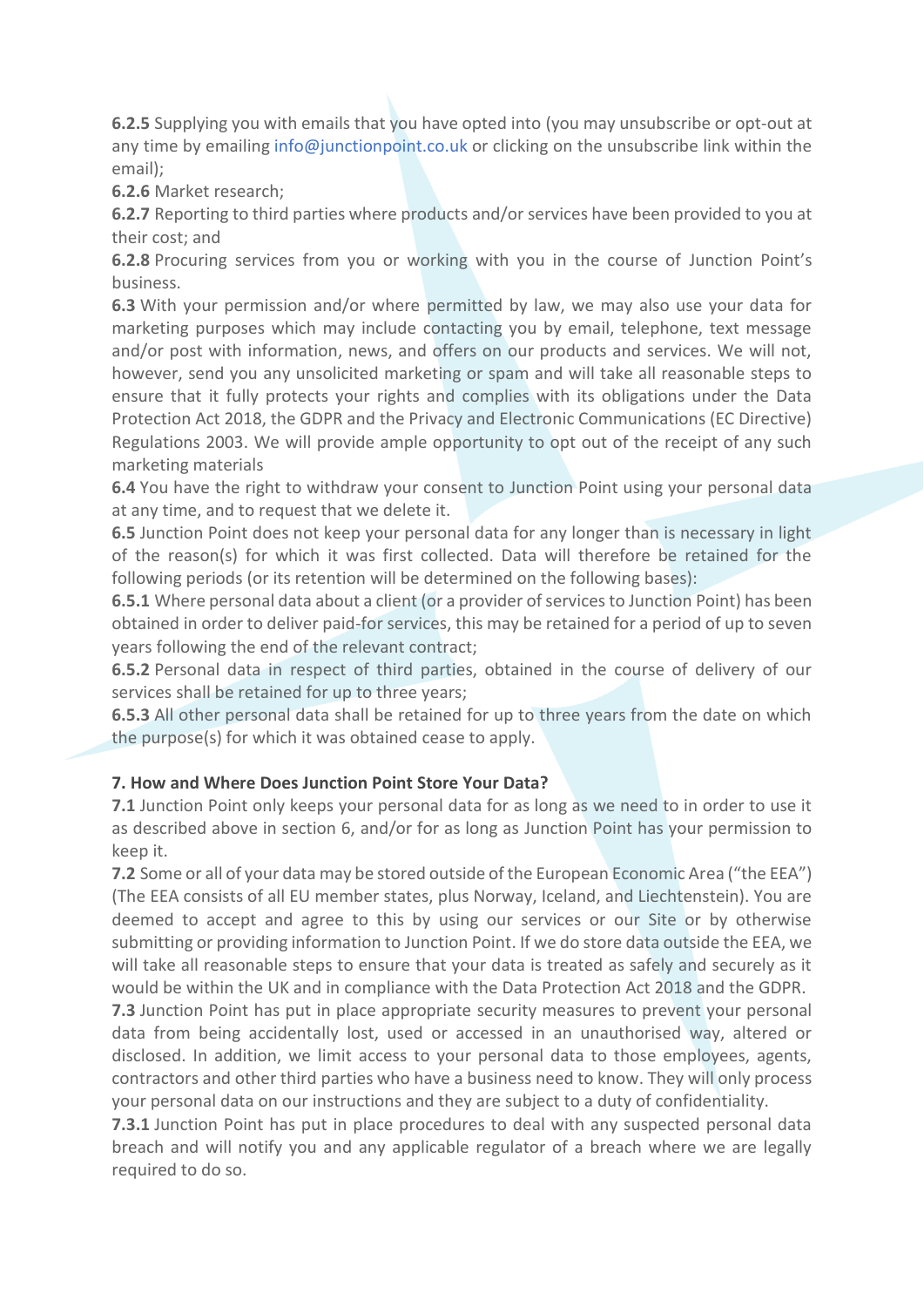**6.2.5** Supplying you with emails that you have opted into (you may unsubscribe or opt-out at any time by emailing info@junctionpoint.co.uk or clicking on the unsubscribe link within the email);

**6.2.6** Market research;

**6.2.7** Reporting to third parties where products and/or services have been provided to you at their cost; and

**6.2.8** Procuring services from you or working with you in the course of Junction Point's business.

**6.3** With your permission and/or where permitted by law, we may also use your data for marketing purposes which may include contacting you by email, telephone, text message and/or post with information, news, and offers on our products and services. We will not, however, send you any unsolicited marketing or spam and will take all reasonable steps to ensure that it fully protects your rights and complies with its obligations under the Data Protection Act 2018, the GDPR and the Privacy and Electronic Communications (EC Directive) Regulations 2003. We will provide ample opportunity to opt out of the receipt of any such marketing materials

**6.4** You have the right to withdraw your consent to Junction Point using your personal data at any time, and to request that we delete it.

**6.5** Junction Point does not keep your personal data for any longer than is necessary in light of the reason(s) for which it was first collected. Data will therefore be retained for the following periods (or its retention will be determined on the following bases):

**6.5.1** Where personal data about a client (or a provider of services to Junction Point) has been obtained in order to deliver paid-for services, this may be retained for a period of up to seven years following the end of the relevant contract;

**6.5.2** Personal data in respect of third parties, obtained in the course of delivery of our services shall be retained for up to three years;

**6.5.3** All other personal data shall be retained for up to three years from the date on which the purpose(s) for which it was obtained cease to apply.

**7. How and Where Does Junction Point Store Your Data?**

**7.1** Junction Point only keeps your personal data for as long as we need to in order to use it as described above in section 6, and/or for as long as Junction Point has your permission to keep it.

**7.2** Some or all of your data may be stored outside of the European Economic Area ("the EEA") (The EEA consists of all EU member states, plus Norway, Iceland, and Liechtenstein). You are deemed to accept and agree to this by using our services or our Site or by otherwise submitting or providing information to Junction Point. If we do store data outside the EEA, we will take all reasonable steps to ensure that your data is treated as safely and securely as it would be within the UK and in compliance with the Data Protection Act 2018 and the GDPR.

**7.3** Junction Point has put in place appropriate security measures to prevent your personal data from being accidentally lost, used or accessed in an unauthorised way, altered or disclosed. In addition, we limit access to your personal data to those employees, agents, contractors and other third parties who have a business need to know. They will only process your personal data on our instructions and they are subject to a duty of confidentiality.

**7.3.1** Junction Point has put in place procedures to deal with any suspected personal data breach and will notify you and any applicable regulator of a breach where we are legally required to do so.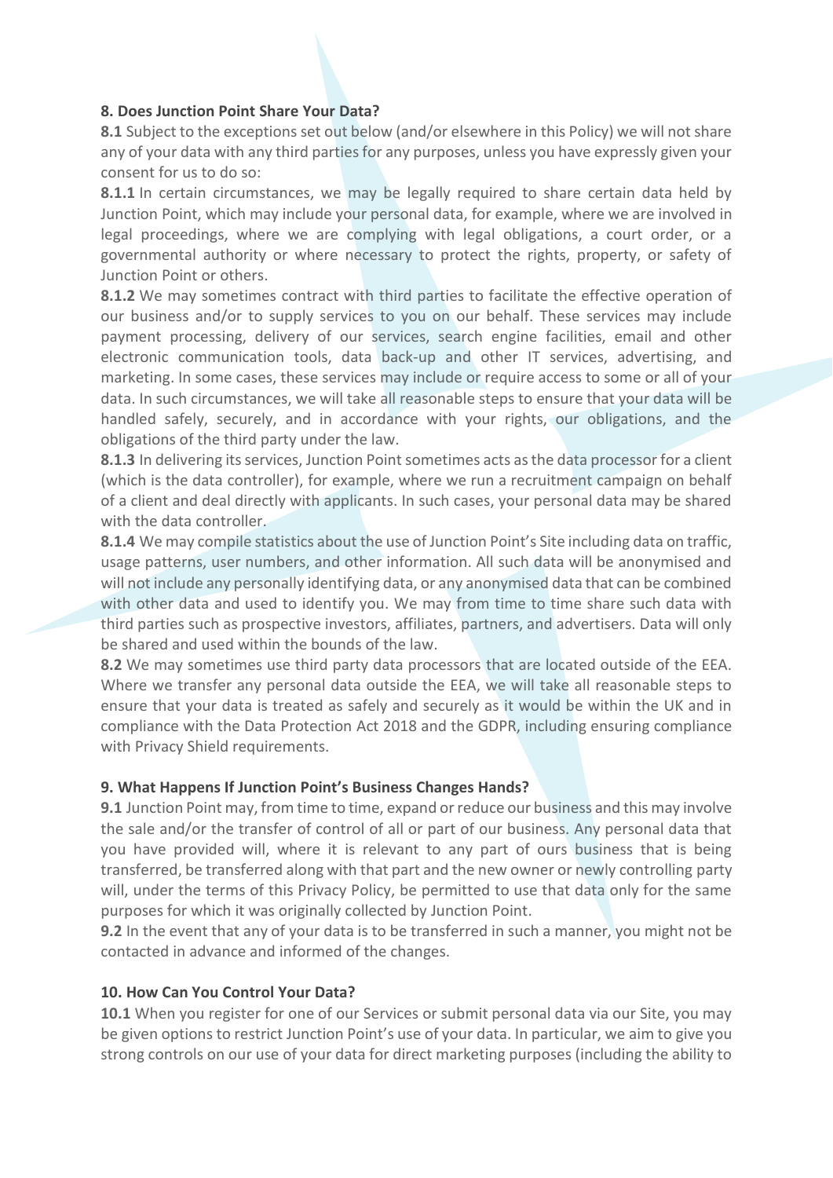**8. Does Junction Point Share Your Data?**

**8.1** Subject to the exceptions set out below (and/or elsewhere in this Policy) we will not share any of your data with any third parties for any purposes, unless you have expressly given your consent for us to do so:

**8.1.1** In certain circumstances, we may be legally required to share certain data held by Junction Point, which may include your personal data, for example, where we are involved in legal proceedings, where we are complying with legal obligations, a court order, or a governmental authority or where necessary to protect the rights, property, or safety of Junction Point or others.

**8.1.2** We may sometimes contract with third parties to facilitate the effective operation of our business and/or to supply services to you on our behalf. These services may include payment processing, delivery of our services, search engine facilities, email and other electronic communication tools, data back-up and other IT services, advertising, and marketing. In some cases, these services may include or require access to some or all of your data. In such circumstances, we will take all reasonable steps to ensure that your data will be handled safely, securely, and in accordance with your rights, our obligations, and the obligations of the third party under the law.

**8.1.3** In delivering its services, Junction Point sometimes acts as the data processor for a client (which is the data controller), for example, where we run a recruitment campaign on behalf of a client and deal directly with applicants. In such cases, your personal data may be shared with the data controller.

**8.1.4** We may compile statistics about the use of Junction Point's Site including data on traffic, usage patterns, user numbers, and other information. All such data will be anonymised and will not include any personally identifying data, or any anonymised data that can be combined with other data and used to identify you. We may from time to time share such data with third parties such as prospective investors, affiliates, partners, and advertisers. Data will only be shared and used within the bounds of the law.

**8.2** We may sometimes use third party data processors that are located outside of the EEA. Where we transfer any personal data outside the EEA, we will take all reasonable steps to ensure that your data is treated as safely and securely as it would be within the UK and in compliance with the Data Protection Act 2018 and the GDPR, including ensuring compliance with Privacy Shield requirements.

**9. What Happens If Junction Point's Business Changes Hands?**

**9.1** Junction Point may, from time to time, expand or reduce our business and this may involve the sale and/or the transfer of control of all or part of our business. Any personal data that you have provided will, where it is relevant to any part of ours business that is being transferred, be transferred along with that part and the new owner or newly controlling party will, under the terms of this Privacy Policy, be permitted to use that data only for the same purposes for which it was originally collected by Junction Point.

**9.2** In the event that any of your data is to be transferred in such a manner, you might not be contacted in advance and informed of the changes.

**10. How Can You Control Your Data?**

**10.1** When you register for one of our Services or submit personal data via our Site, you may be given options to restrict Junction Point's use of your data. In particular, we aim to give you strong controls on our use of your data for direct marketing purposes (including the ability to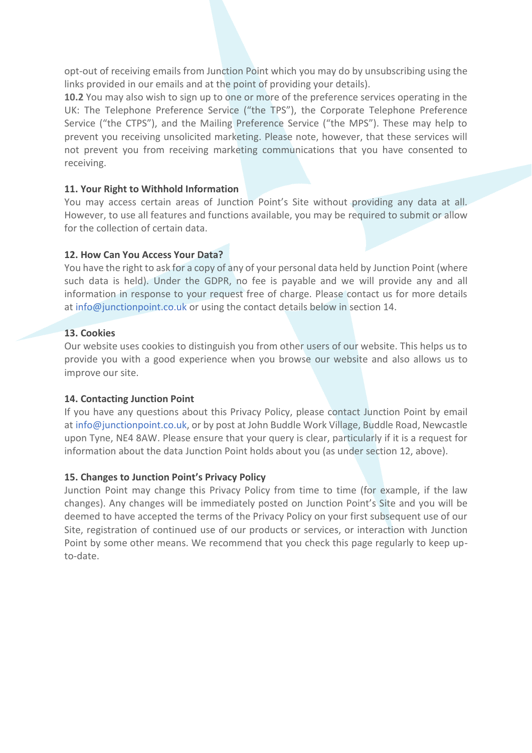opt-out of receiving emails from Junction Point which you may do by unsubscribing using the links provided in our emails and at the point of providing your details).

**10.2** You may also wish to sign up to one or more of the preference services operating in the UK: The Telephone Preference Service ("the TPS"), the Corporate Telephone Preference Service ("the CTPS"), and the Mailing Preference Service ("the MPS"). These may help to prevent you receiving unsolicited marketing. Please note, however, that these services will not prevent you from receiving marketing communications that you have consented to receiving.

**11. Your Right to Withhold Information**

You may access certain areas of Junction Point's Site without providing any data at all. However, to use all features and functions available, you may be required to submit or allow for the collection of certain data.

**12. How Can You Access Your Data?**

You have the right to ask for a copy of any of your personal data held by Junction Point (where such data is held). Under the GDPR, no fee is payable and we will provide any and all information in response to your request free of charge. Please contact us for more details at info@junctionpoint.co.uk or using the contact details below in section 14.

**13. Cookies**

Our website uses cookies to distinguish you from other users of our website. This helps us to provide you with a good experience when you browse our website and also allows us to improve our site.

**14. Contacting Junction Point**

If you have any questions about this Privacy Policy, please contact Junction Point by email at info@junctionpoint.co.uk, or by post at John Buddle Work Village, Buddle Road, Newcastle upon Tyne, NE4 8AW. Please ensure that your query is clear, particularly if it is a request for information about the data Junction Point holds about you (as under section 12, above).

**15. Changes to Junction Point's Privacy Policy**

Junction Point may change this Privacy Policy from time to time (for example, if the law changes). Any changes will be immediately posted on Junction Point's Site and you will be deemed to have accepted the terms of the Privacy Policy on your first subsequent use of our Site, registration of continued use of our products or services, or interaction with Junction Point by some other means. We recommend that you check this page regularly to keep up-to-date.